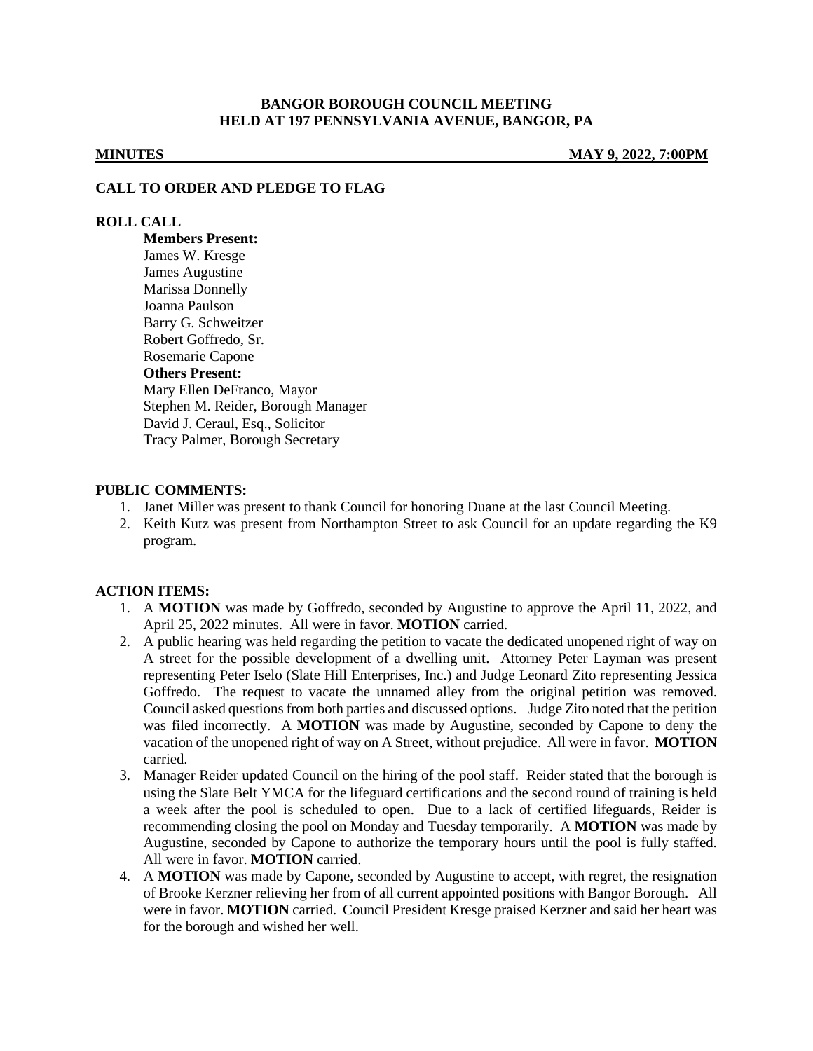**BANGOR BOROUGH COUNCIL MEETING**
**HELD AT 197 PENNSYLVANIA AVENUE, BANGOR, PA**

**MINUTES** **MAY 9, 2022, 7:00PM**

**CALL TO ORDER AND PLEDGE TO FLAG**

**ROLL CALL**

**Members Present:**
James W. Kresge
James Augustine
Marissa Donnelly
Joanna Paulson
Barry G. Schweitzer
Robert Goffredo, Sr.
Rosemarie Capone

**Others Present:**
Mary Ellen DeFranco, Mayor
Stephen M. Reider, Borough Manager
David J. Ceraul, Esq., Solicitor
Tracy Palmer, Borough Secretary

**PUBLIC COMMENTS:**

1. Janet Miller was present to thank Council for honoring Duane at the last Council Meeting.
2. Keith Kutz was present from Northampton Street to ask Council for an update regarding the K9 program.

**ACTION ITEMS:**

1. A **MOTION** was made by Goffredo, seconded by Augustine to approve the April 11, 2022, and April 25, 2022 minutes. All were in favor. **MOTION** carried.
2. A public hearing was held regarding the petition to vacate the dedicated unopened right of way on A street for the possible development of a dwelling unit. Attorney Peter Layman was present representing Peter Iselo (Slate Hill Enterprises, Inc.) and Judge Leonard Zito representing Jessica Goffredo. The request to vacate the unnamed alley from the original petition was removed. Council asked questions from both parties and discussed options. Judge Zito noted that the petition was filed incorrectly. A **MOTION** was made by Augustine, seconded by Capone to deny the vacation of the unopened right of way on A Street, without prejudice. All were in favor. **MOTION** carried.
3. Manager Reider updated Council on the hiring of the pool staff. Reider stated that the borough is using the Slate Belt YMCA for the lifeguard certifications and the second round of training is held a week after the pool is scheduled to open. Due to a lack of certified lifeguards, Reider is recommending closing the pool on Monday and Tuesday temporarily. A **MOTION** was made by Augustine, seconded by Capone to authorize the temporary hours until the pool is fully staffed. All were in favor. **MOTION** carried.
4. A **MOTION** was made by Capone, seconded by Augustine to accept, with regret, the resignation of Brooke Kerzner relieving her from of all current appointed positions with Bangor Borough. All were in favor. **MOTION** carried. Council President Kresge praised Kerzner and said her heart was for the borough and wished her well.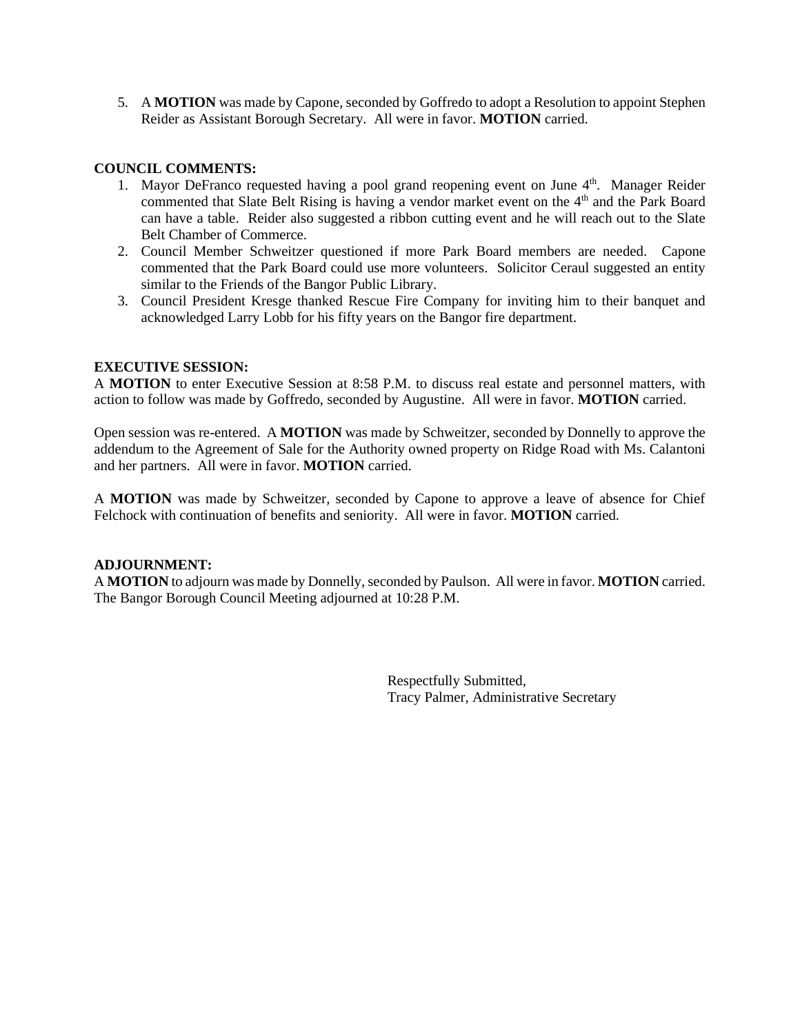5. A **MOTION** was made by Capone, seconded by Goffredo to adopt a Resolution to appoint Stephen Reider as Assistant Borough Secretary. All were in favor. **MOTION** carried.

**COUNCIL COMMENTS:**

1. Mayor DeFranco requested having a pool grand reopening event on June 4th. Manager Reider commented that Slate Belt Rising is having a vendor market event on the 4th and the Park Board can have a table. Reider also suggested a ribbon cutting event and he will reach out to the Slate Belt Chamber of Commerce.
2. Council Member Schweitzer questioned if more Park Board members are needed. Capone commented that the Park Board could use more volunteers. Solicitor Ceraul suggested an entity similar to the Friends of the Bangor Public Library.
3. Council President Kresge thanked Rescue Fire Company for inviting him to their banquet and acknowledged Larry Lobb for his fifty years on the Bangor fire department.

**EXECUTIVE SESSION:**

A **MOTION** to enter Executive Session at 8:58 P.M. to discuss real estate and personnel matters, with action to follow was made by Goffredo, seconded by Augustine. All were in favor. **MOTION** carried.

Open session was re-entered. A **MOTION** was made by Schweitzer, seconded by Donnelly to approve the addendum to the Agreement of Sale for the Authority owned property on Ridge Road with Ms. Calantoni and her partners. All were in favor. **MOTION** carried.

A **MOTION** was made by Schweitzer, seconded by Capone to approve a leave of absence for Chief Felchock with continuation of benefits and seniority. All were in favor. **MOTION** carried.

**ADJOURNMENT:**

A **MOTION** to adjourn was made by Donnelly, seconded by Paulson. All were in favor. **MOTION** carried. The Bangor Borough Council Meeting adjourned at 10:28 P.M.

Respectfully Submitted,
Tracy Palmer, Administrative Secretary